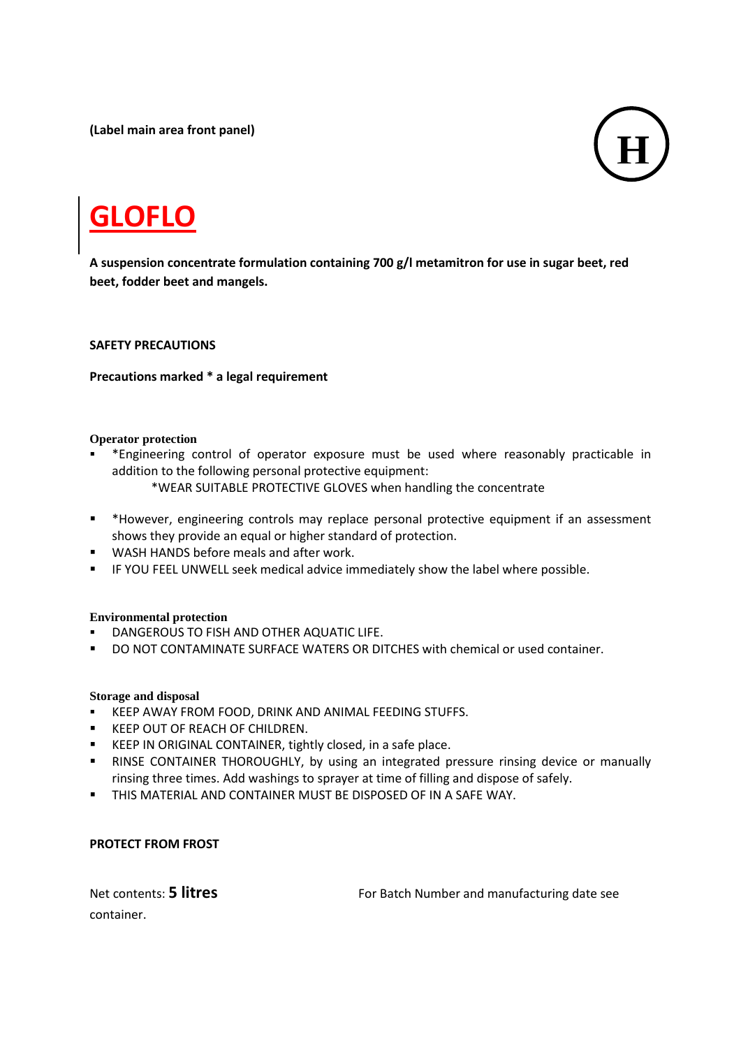**(Label main area front panel)**

**H**

# GLOFLO

**A suspension concentrate formulation containing 700 g/l metamitron for use in sugar beet, red beet, fodder beet and mangels.**

**SAFETY PRECAUTIONS**

**Precautions marked * a legal requirement**

**Operator protection**

- *Engineering control of operator exposure must be used where reasonably practicable in addition to the following personal protective equipment:
  *WEAR SUITABLE PROTECTIVE GLOVES when handling the concentrate
- *However, engineering controls may replace personal protective equipment if an assessment shows they provide an equal or higher standard of protection.
- WASH HANDS before meals and after work.
- IF YOU FEEL UNWELL seek medical advice immediately show the label where possible.

**Environmental protection**

- DANGEROUS TO FISH AND OTHER AQUATIC LIFE.
- DO NOT CONTAMINATE SURFACE WATERS OR DITCHES with chemical or used container.

**Storage and disposal**

- KEEP AWAY FROM FOOD, DRINK AND ANIMAL FEEDING STUFFS.
- KEEP OUT OF REACH OF CHILDREN.
- KEEP IN ORIGINAL CONTAINER, tightly closed, in a safe place.
- RINSE CONTAINER THOROUGHLY, by using an integrated pressure rinsing device or manually rinsing three times. Add washings to sprayer at time of filling and dispose of safely.
- THIS MATERIAL AND CONTAINER MUST BE DISPOSED OF IN A SAFE WAY.

**PROTECT FROM FROST**

Net contents: **5 litres** For Batch Number and manufacturing date see container.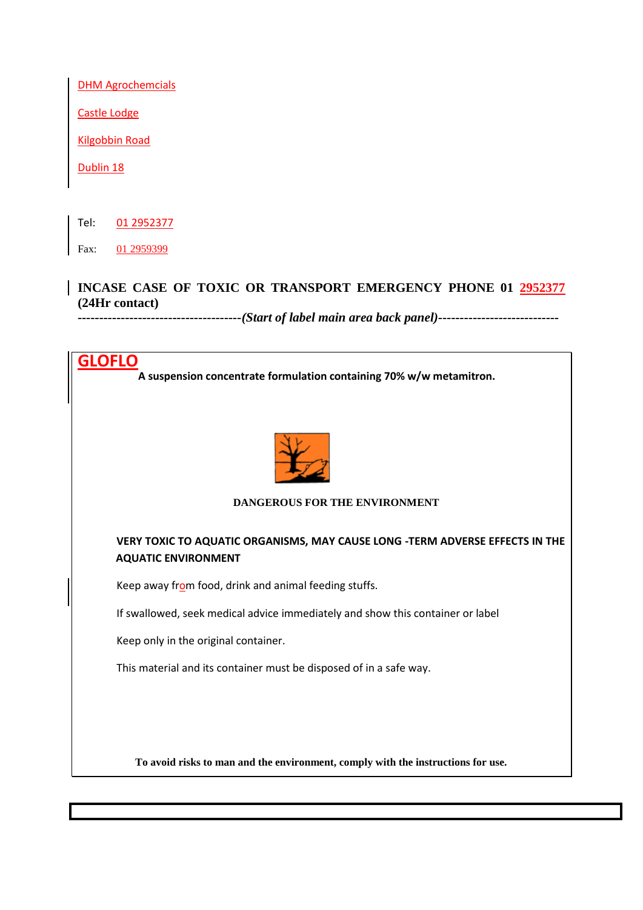DHM Agrochemcials

Castle Lodge

Kilgobbin Road

Dublin 18

Tel: 01 2952377

Fax: 01 2959399

**INCASE CASE OF TOXIC OR TRANSPORT EMERGENCY PHONE 01 2952377 (24Hr contact)**

**--------------------------------------*(Start of label main area back panel)*----------------------------**

# GLOFLO

**A suspension concentrate formulation containing 70% w/w metamitron.**

**DANGEROUS FOR THE ENVIRONMENT**

**VERY TOXIC TO AQUATIC ORGANISMS, MAY CAUSE LONG -TERM ADVERSE EFFECTS IN THE AQUATIC ENVIRONMENT**

Keep away from food, drink and animal feeding stuffs.

If swallowed, seek medical advice immediately and show this container or label

Keep only in the original container.

This material and its container must be disposed of in a safe way.

**To avoid risks to man and the environment, comply with the instructions for use.**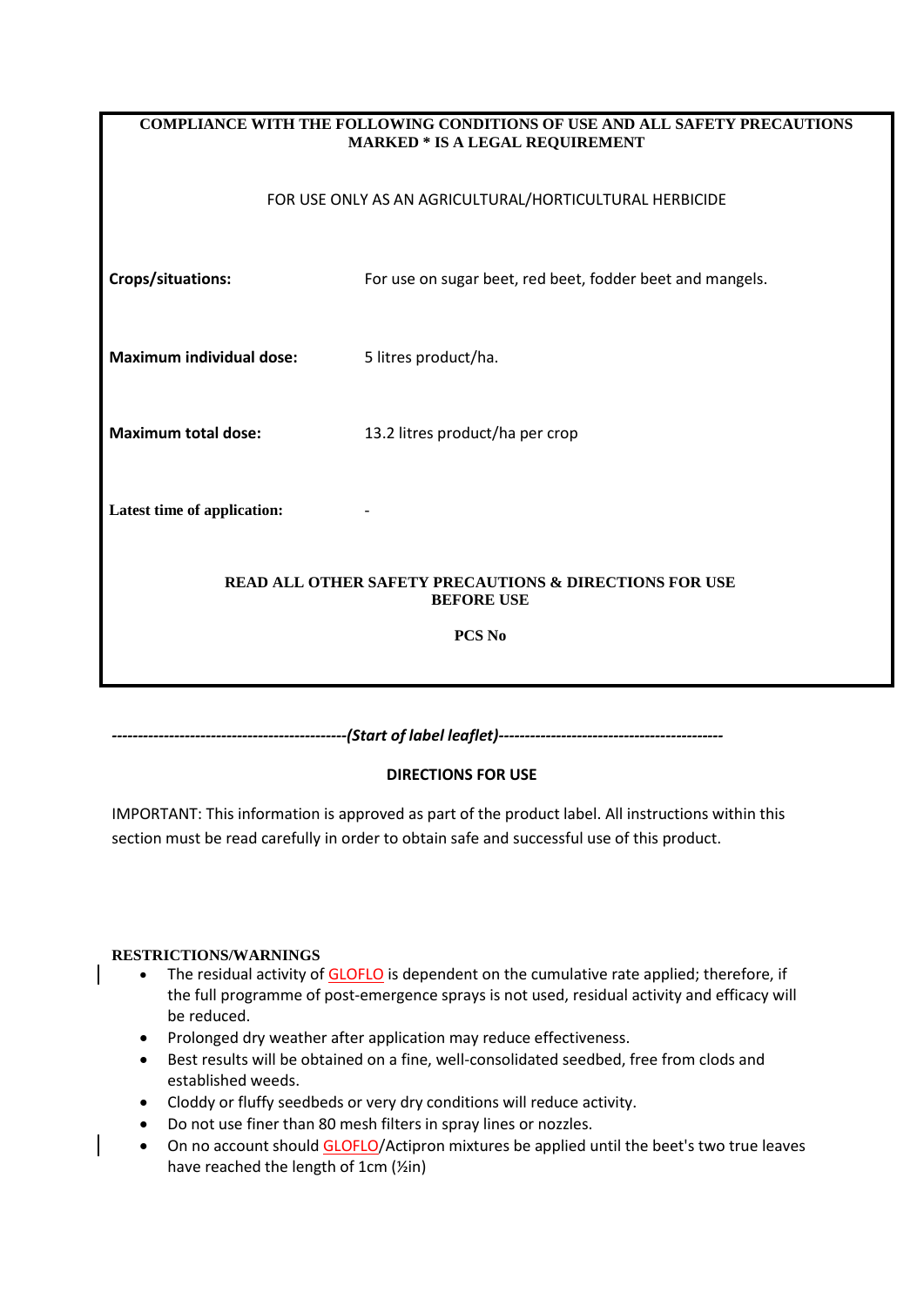**COMPLIANCE WITH THE FOLLOWING CONDITIONS OF USE AND ALL SAFETY PRECAUTIONS MARKED * IS A LEGAL REQUIREMENT**

FOR USE ONLY AS AN AGRICULTURAL/HORTICULTURAL HERBICIDE

| | |
|---|---|
| **Crops/situations:** | For use on sugar beet, red beet, fodder beet and mangels. |
| **Maximum individual dose:** | 5 litres product/ha. |
| **Maximum total dose:** | 13.2 litres product/ha per crop |
| **Latest time of application:** | - |

**READ ALL OTHER SAFETY PRECAUTIONS & DIRECTIONS FOR USE BEFORE USE**

**PCS No**

*--------------------------------------------(Start of label leaflet)------------------------------------------*

## DIRECTIONS FOR USE

IMPORTANT: This information is approved as part of the product label. All instructions within this section must be read carefully in order to obtain safe and successful use of this product.

### RESTRICTIONS/WARNINGS

- The residual activity of GLOFLO is dependent on the cumulative rate applied; therefore, if the full programme of post-emergence sprays is not used, residual activity and efficacy will be reduced.
- Prolonged dry weather after application may reduce effectiveness.
- Best results will be obtained on a fine, well-consolidated seedbed, free from clods and established weeds.
- Cloddy or fluffy seedbeds or very dry conditions will reduce activity.
- Do not use finer than 80 mesh filters in spray lines or nozzles.
- On no account should GLOFLO/Actipron mixtures be applied until the beet's two true leaves have reached the length of 1cm (½in)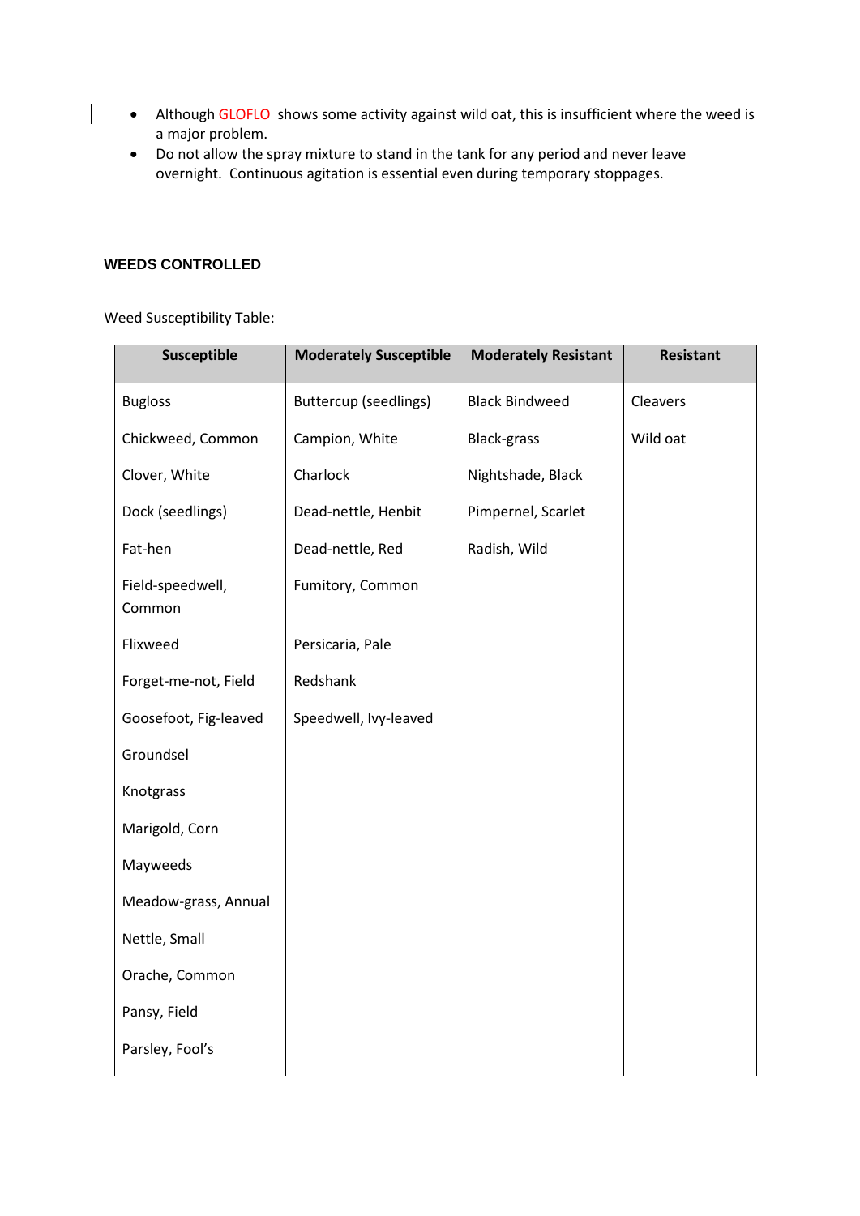- Although GLOFLO shows some activity against wild oat, this is insufficient where the weed is a major problem.
- Do not allow the spray mixture to stand in the tank for any period and never leave overnight. Continuous agitation is essential even during temporary stoppages.

#### WEEDS CONTROLLED

Weed Susceptibility Table:

| Susceptible | Moderately Susceptible | Moderately Resistant | Resistant |
|---|---|---|---|
| Bugloss | Buttercup (seedlings) | Black Bindweed | Cleavers |
| Chickweed, Common | Campion, White | Black-grass | Wild oat |
| Clover, White | Charlock | Nightshade, Black | |
| Dock (seedlings) | Dead-nettle, Henbit | Pimpernel, Scarlet | |
| Fat-hen | Dead-nettle, Red | Radish, Wild | |
| Field-speedwell, Common | Fumitory, Common | | |
| Flixweed | Persicaria, Pale | | |
| Forget-me-not, Field | Redshank | | |
| Goosefoot, Fig-leaved | Speedwell, Ivy-leaved | | |
| Groundsel | | | |
| Knotgrass | | | |
| Marigold, Corn | | | |
| Mayweeds | | | |
| Meadow-grass, Annual | | | |
| Nettle, Small | | | |
| Orache, Common | | | |
| Pansy, Field | | | |
| Parsley, Fool's | | | |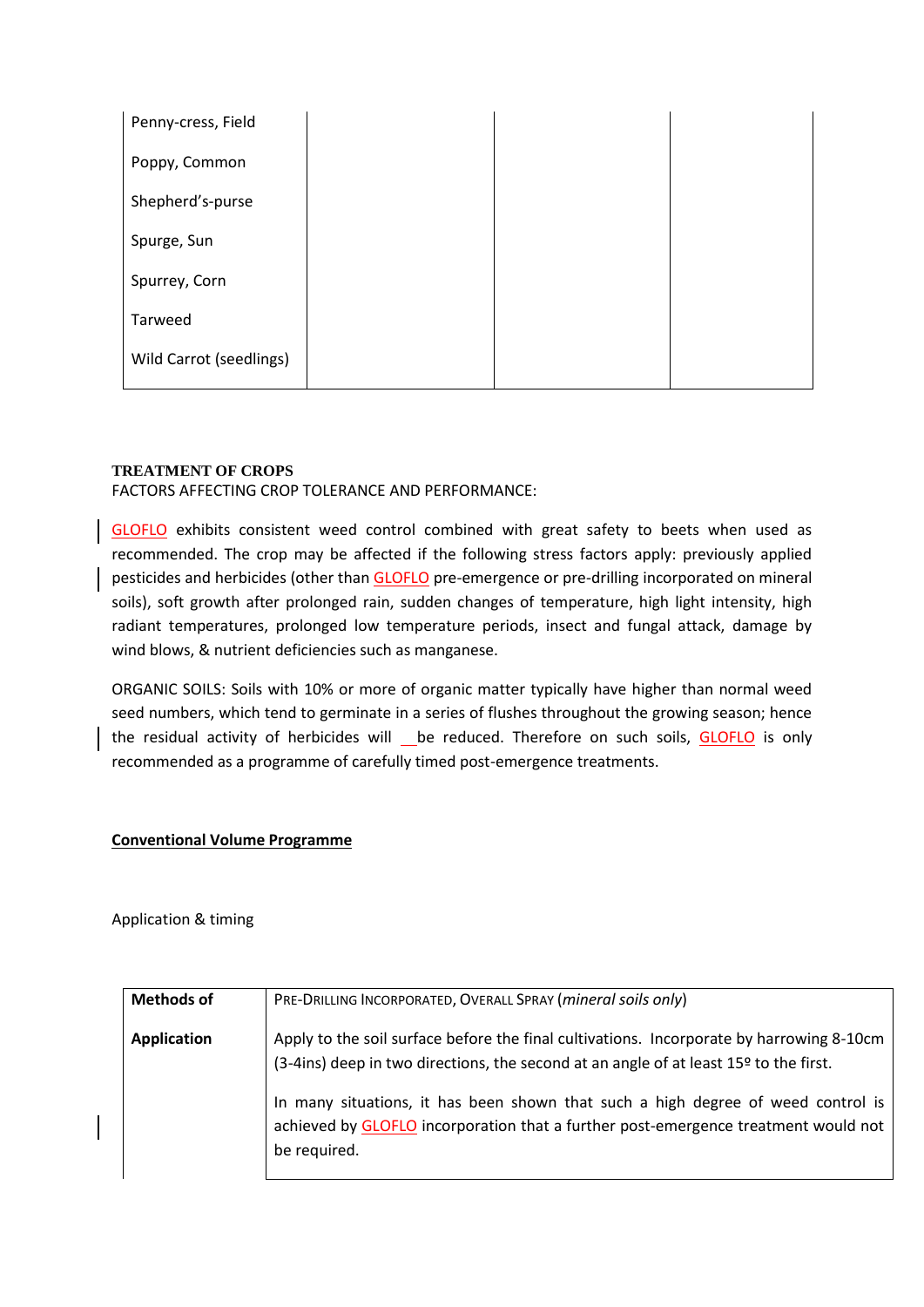| | | | |
|---|---|---|---|
| Penny-cress, Field | | | |
| Poppy, Common | | | |
| Shepherd's-purse | | | |
| Spurge, Sun | | | |
| Spurrey, Corn | | | |
| Tarweed | | | |
| Wild Carrot (seedlings) | | | |

**TREATMENT OF CROPS**

FACTORS AFFECTING CROP TOLERANCE AND PERFORMANCE:

GLOFLO exhibits consistent weed control combined with great safety to beets when used as recommended. The crop may be affected if the following stress factors apply: previously applied pesticides and herbicides (other than GLOFLO pre-emergence or pre-drilling incorporated on mineral soils), soft growth after prolonged rain, sudden changes of temperature, high light intensity, high radiant temperatures, prolonged low temperature periods, insect and fungal attack, damage by wind blows, & nutrient deficiencies such as manganese.

ORGANIC SOILS: Soils with 10% or more of organic matter typically have higher than normal weed seed numbers, which tend to germinate in a series of flushes throughout the growing season; hence the residual activity of herbicides will be reduced. Therefore on such soils, GLOFLO is only recommended as a programme of carefully timed post-emergence treatments.

**Conventional Volume Programme**

Application & timing

| **Methods of Application** | PRE-DRILLING INCORPORATED, OVERALL SPRAY (*mineral soils only*)<br><br>Apply to the soil surface before the final cultivations. Incorporate by harrowing 8-10cm (3-4ins) deep in two directions, the second at an angle of at least 15º to the first.<br><br>In many situations, it has been shown that such a high degree of weed control is achieved by GLOFLO incorporation that a further post-emergence treatment would not be required. |
|---|---|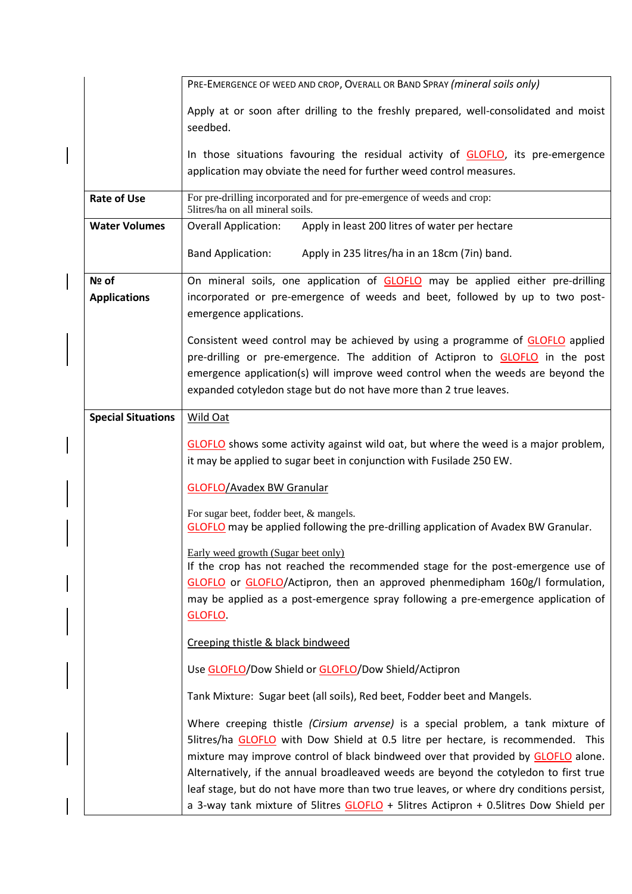| | |
|---|---|
| | PRE-EMERGENCE OF WEED AND CROP, OVERALL OR BAND SPRAY *(mineral soils only)*<br><br>Apply at or soon after drilling to the freshly prepared, well-consolidated and moist seedbed.<br><br>In those situations favouring the residual activity of GLOFLO, its pre-emergence application may obviate the need for further weed control measures. |
| **Rate of Use** | For pre-drilling incorporated and for pre-emergence of weeds and crop:<br>5litres/ha on all mineral soils. |
| **Water Volumes** | Overall Application: Apply in least 200 litres of water per hectare<br><br>Band Application: Apply in 235 litres/ha in an 18cm (7in) band. |
| **№ of Applications** | On mineral soils, one application of GLOFLO may be applied either pre-drilling incorporated or pre-emergence of weeds and beet, followed by up to two post-emergence applications.<br><br>Consistent weed control may be achieved by using a programme of GLOFLO applied pre-drilling or pre-emergence. The addition of Actipron to GLOFLO in the post emergence application(s) will improve weed control when the weeds are beyond the expanded cotyledon stage but do not have more than 2 true leaves. |
| **Special Situations** | Wild Oat<br><br>GLOFLO shows some activity against wild oat, but where the weed is a major problem, it may be applied to sugar beet in conjunction with Fusilade 250 EW.<br><br>GLOFLO/Avadex BW Granular<br><br>For sugar beet, fodder beet, & mangels.<br>GLOFLO may be applied following the pre-drilling application of Avadex BW Granular.<br><br>Early weed growth (Sugar beet only)<br>If the crop has not reached the recommended stage for the post-emergence use of GLOFLO or GLOFLO/Actipron, then an approved phenmedipham 160g/l formulation, may be applied as a post-emergence spray following a pre-emergence application of GLOFLO.<br><br>Creeping thistle & black bindweed<br><br>Use GLOFLO/Dow Shield or GLOFLO/Dow Shield/Actipron<br><br>Tank Mixture: Sugar beet (all soils), Red beet, Fodder beet and Mangels.<br><br>Where creeping thistle *(Cirsium arvense)* is a special problem, a tank mixture of 5litres/ha GLOFLO with Dow Shield at 0.5 litre per hectare, is recommended. This mixture may improve control of black bindweed over that provided by GLOFLO alone. Alternatively, if the annual broadleaved weeds are beyond the cotyledon to first true leaf stage, but do not have more than two true leaves, or where dry conditions persist, a 3-way tank mixture of 5litres GLOFLO + 5litres Actipron + 0.5litres Dow Shield per |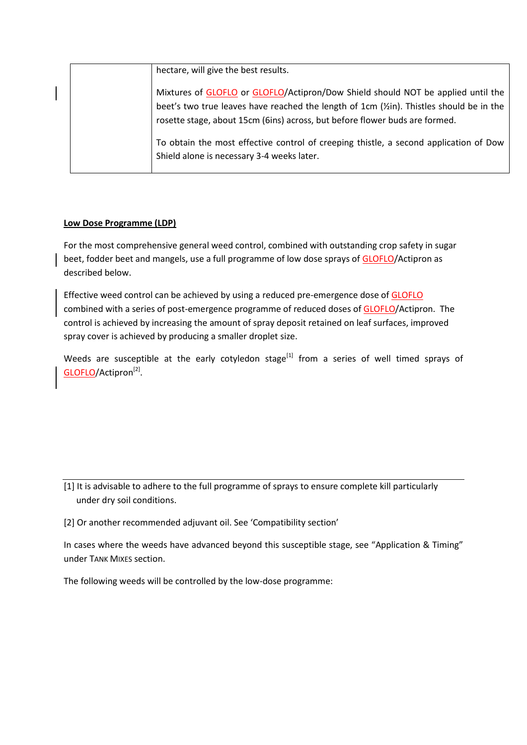| | hectare, will give the best results.<br><br>Mixtures of GLOFLO or GLOFLO/Actipron/Dow Shield should NOT be applied until the beet's two true leaves have reached the length of 1cm (½in). Thistles should be in the rosette stage, about 15cm (6ins) across, but before flower buds are formed.<br><br>To obtain the most effective control of creeping thistle, a second application of Dow Shield alone is necessary 3-4 weeks later. |
|---|---|

**Low Dose Programme (LDP)**

For the most comprehensive general weed control, combined with outstanding crop safety in sugar beet, fodder beet and mangels, use a full programme of low dose sprays of GLOFLO/Actipron as described below.

Effective weed control can be achieved by using a reduced pre-emergence dose of GLOFLO combined with a series of post-emergence programme of reduced doses of GLOFLO/Actipron. The control is achieved by increasing the amount of spray deposit retained on leaf surfaces, improved spray cover is achieved by producing a smaller droplet size.

Weeds are susceptible at the early cotyledon stage[1] from a series of well timed sprays of GLOFLO/Actipron[2].

---

[1] It is advisable to adhere to the full programme of sprays to ensure complete kill particularly under dry soil conditions.

[2] Or another recommended adjuvant oil. See 'Compatibility section'

In cases where the weeds have advanced beyond this susceptible stage, see "Application & Timing" under TANK MIXES section.

The following weeds will be controlled by the low-dose programme: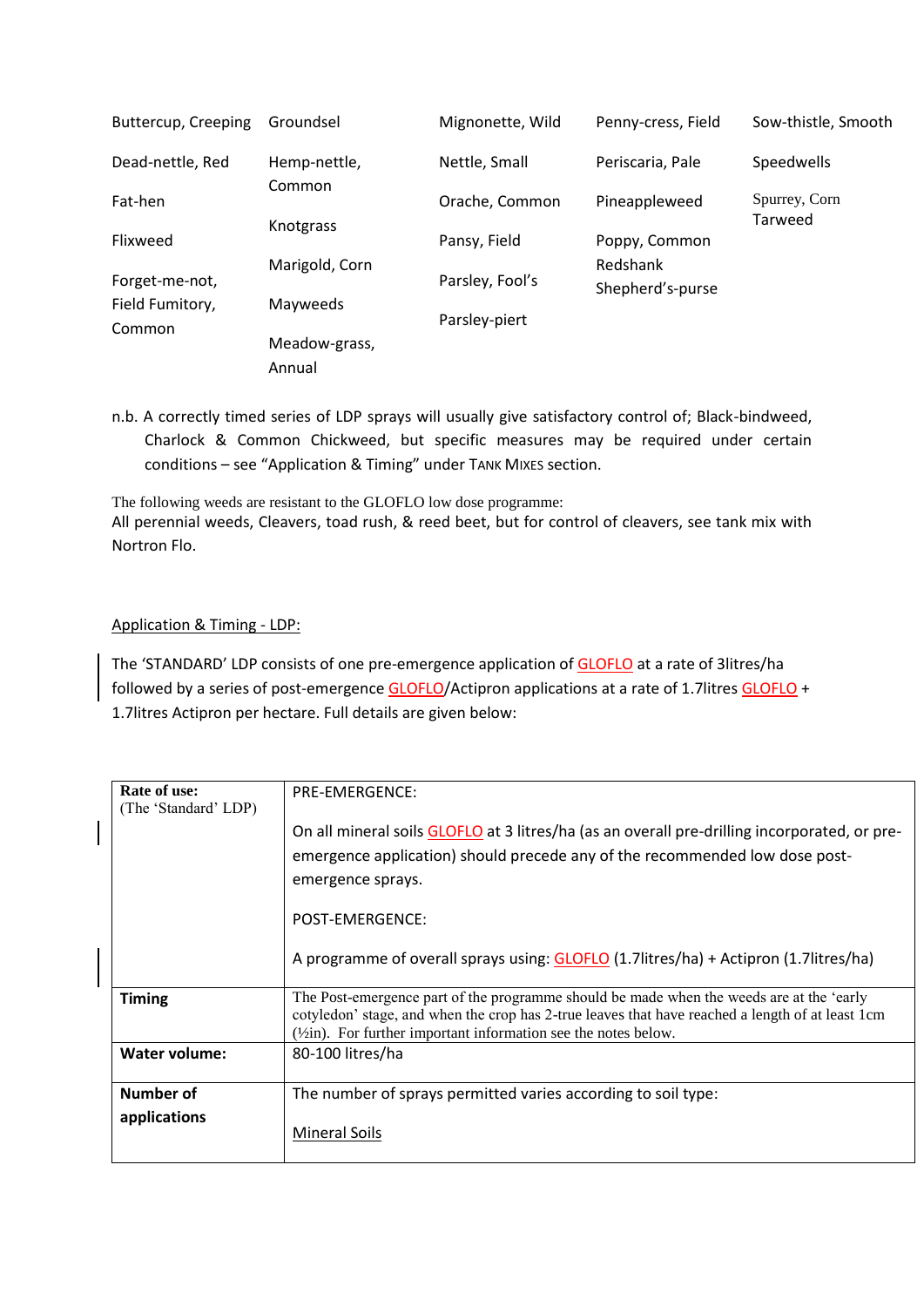Buttercup, Creeping
Dead-nettle, Red
Fat-hen
Flixweed
Forget-me-not, Field
Fumitory, Common

Groundsel
Hemp-nettle, Common
Knotgrass
Marigold, Corn
Mayweeds
Meadow-grass, Annual

Mignonette, Wild
Nettle, Small
Orache, Common
Pansy, Field
Parsley, Fool's
Parsley-piert

Penny-cress, Field
Periscaria, Pale
Pineappleweed
Poppy, Common
Redshank
Shepherd's-purse

Sow-thistle, Smooth
Speedwells
Spurrey, Corn
Tarweed

n.b. A correctly timed series of LDP sprays will usually give satisfactory control of; Black-bindweed, Charlock & Common Chickweed, but specific measures may be required under certain conditions – see "Application & Timing" under TANK MIXES section.

The following weeds are resistant to the GLOFLO low dose programme:
All perennial weeds, Cleavers, toad rush, & reed beet, but for control of cleavers, see tank mix with Nortron Flo.

Application & Timing - LDP:

The 'STANDARD' LDP consists of one pre-emergence application of GLOFLO at a rate of 3litres/ha followed by a series of post-emergence GLOFLO/Actipron applications at a rate of 1.7litres GLOFLO + 1.7litres Actipron per hectare. Full details are given below:

| **Rate of use:** (The 'Standard' LDP) | PRE-EMERGENCE:<br><br>On all mineral soils GLOFLO at 3 litres/ha (as an overall pre-drilling incorporated, or pre-emergence application) should precede any of the recommended low dose post-emergence sprays.<br><br>POST-EMERGENCE:<br><br>A programme of overall sprays using: GLOFLO (1.7litres/ha) + Actipron (1.7litres/ha) |
|---|---|
| **Timing** | The Post-emergence part of the programme should be made when the weeds are at the 'early cotyledon' stage, and when the crop has 2-true leaves that have reached a length of at least 1cm (½in). For further important information see the notes below. |
| **Water volume:** | 80-100 litres/ha |
| **Number of applications** | The number of sprays permitted varies according to soil type:<br><br>Mineral Soils |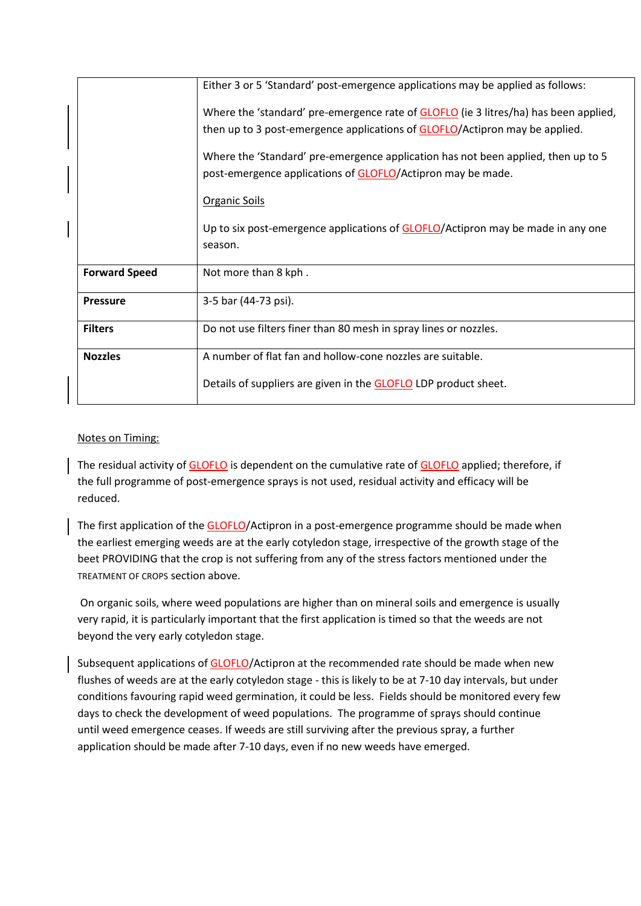| | |
|---|---|
| | Either 3 or 5 'Standard' post-emergence applications may be applied as follows:<br><br>Where the 'standard' pre-emergence rate of GLOFLO (ie 3 litres/ha) has been applied, then up to 3 post-emergence applications of GLOFLO/Actipron may be applied.<br><br>Where the 'Standard' pre-emergence application has not been applied, then up to 5 post-emergence applications of GLOFLO/Actipron may be made.<br><br><u>Organic Soils</u><br><br>Up to six post-emergence applications of GLOFLO/Actipron may be made in any one season. |
| **Forward Speed** | Not more than 8 kph . |
| **Pressure** | 3-5 bar (44-73 psi). |
| **Filters** | Do not use filters finer than 80 mesh in spray lines or nozzles. |
| **Nozzles** | A number of flat fan and hollow-cone nozzles are suitable.<br><br>Details of suppliers are given in the GLOFLO LDP product sheet. |

<u>Notes on Timing:</u>

The residual activity of GLOFLO is dependent on the cumulative rate of GLOFLO applied; therefore, if the full programme of post-emergence sprays is not used, residual activity and efficacy will be reduced.

The first application of the GLOFLO/Actipron in a post-emergence programme should be made when the earliest emerging weeds are at the early cotyledon stage, irrespective of the growth stage of the beet PROVIDING that the crop is not suffering from any of the stress factors mentioned under the TREATMENT OF CROPS section above.

On organic soils, where weed populations are higher than on mineral soils and emergence is usually very rapid, it is particularly important that the first application is timed so that the weeds are not beyond the very early cotyledon stage.

Subsequent applications of GLOFLO/Actipron at the recommended rate should be made when new flushes of weeds are at the early cotyledon stage - this is likely to be at 7-10 day intervals, but under conditions favouring rapid weed germination, it could be less. Fields should be monitored every few days to check the development of weed populations. The programme of sprays should continue until weed emergence ceases. If weeds are still surviving after the previous spray, a further application should be made after 7-10 days, even if no new weeds have emerged.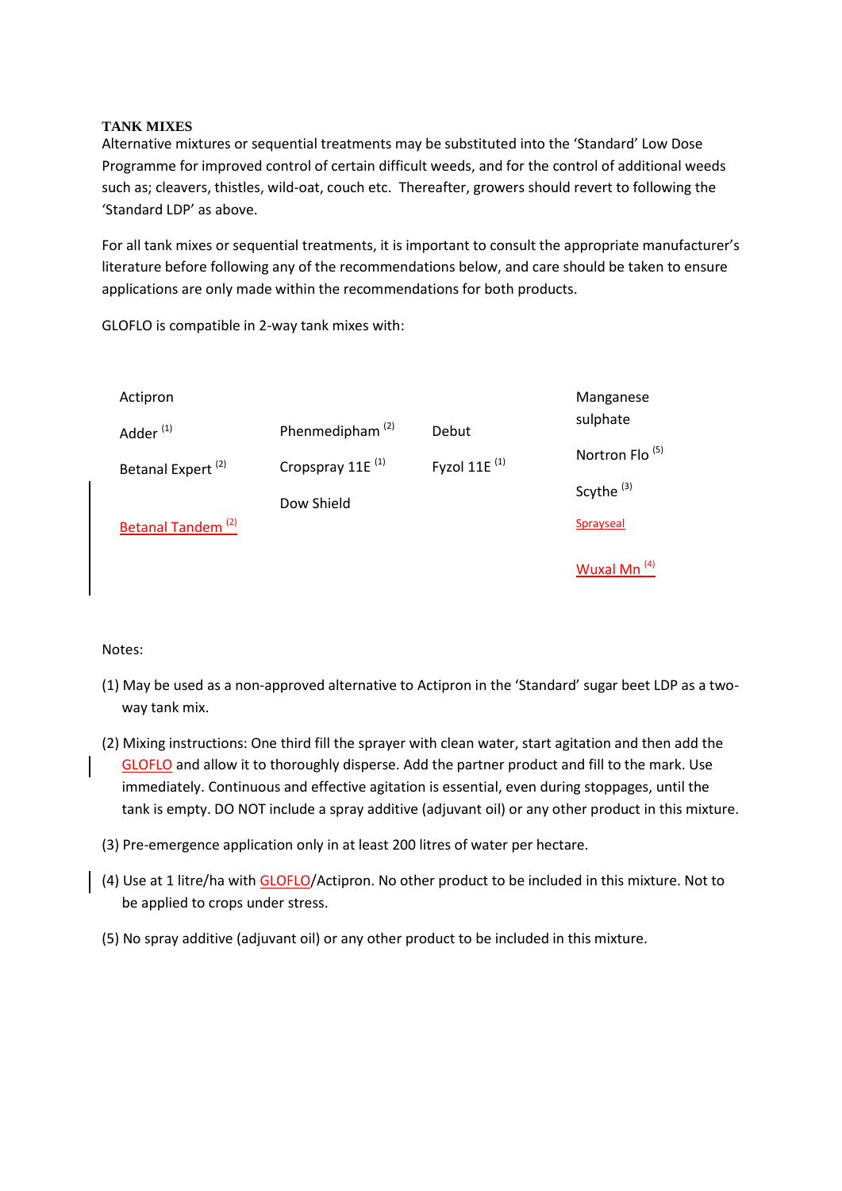**TANK MIXES**

Alternative mixtures or sequential treatments may be substituted into the 'Standard' Low Dose Programme for improved control of certain difficult weeds, and for the control of additional weeds such as; cleavers, thistles, wild-oat, couch etc. Thereafter, growers should revert to following the 'Standard LDP' as above.

For all tank mixes or sequential treatments, it is important to consult the appropriate manufacturer's literature before following any of the recommendations below, and care should be taken to ensure applications are only made within the recommendations for both products.

GLOFLO is compatible in 2-way tank mixes with:

- Actipron
- Adder [1]
- Betanal Expert [2]
- Betanal Tandem [2]
- Phenmedipham [2]
- Cropspray 11E [1]
- Dow Shield
- Debut
- Fyzol 11E [1]
- Manganese sulphate
- Nortron Flo [5]
- Scythe [3]
- Sprayseal
- Wuxal Mn [4]

Notes:

(1) May be used as a non-approved alternative to Actipron in the 'Standard' sugar beet LDP as a two-way tank mix.

(2) Mixing instructions: One third fill the sprayer with clean water, start agitation and then add the GLOFLO and allow it to thoroughly disperse. Add the partner product and fill to the mark. Use immediately. Continuous and effective agitation is essential, even during stoppages, until the tank is empty. DO NOT include a spray additive (adjuvant oil) or any other product in this mixture.

(3) Pre-emergence application only in at least 200 litres of water per hectare.

(4) Use at 1 litre/ha with GLOFLO/Actipron. No other product to be included in this mixture. Not to be applied to crops under stress.

(5) No spray additive (adjuvant oil) or any other product to be included in this mixture.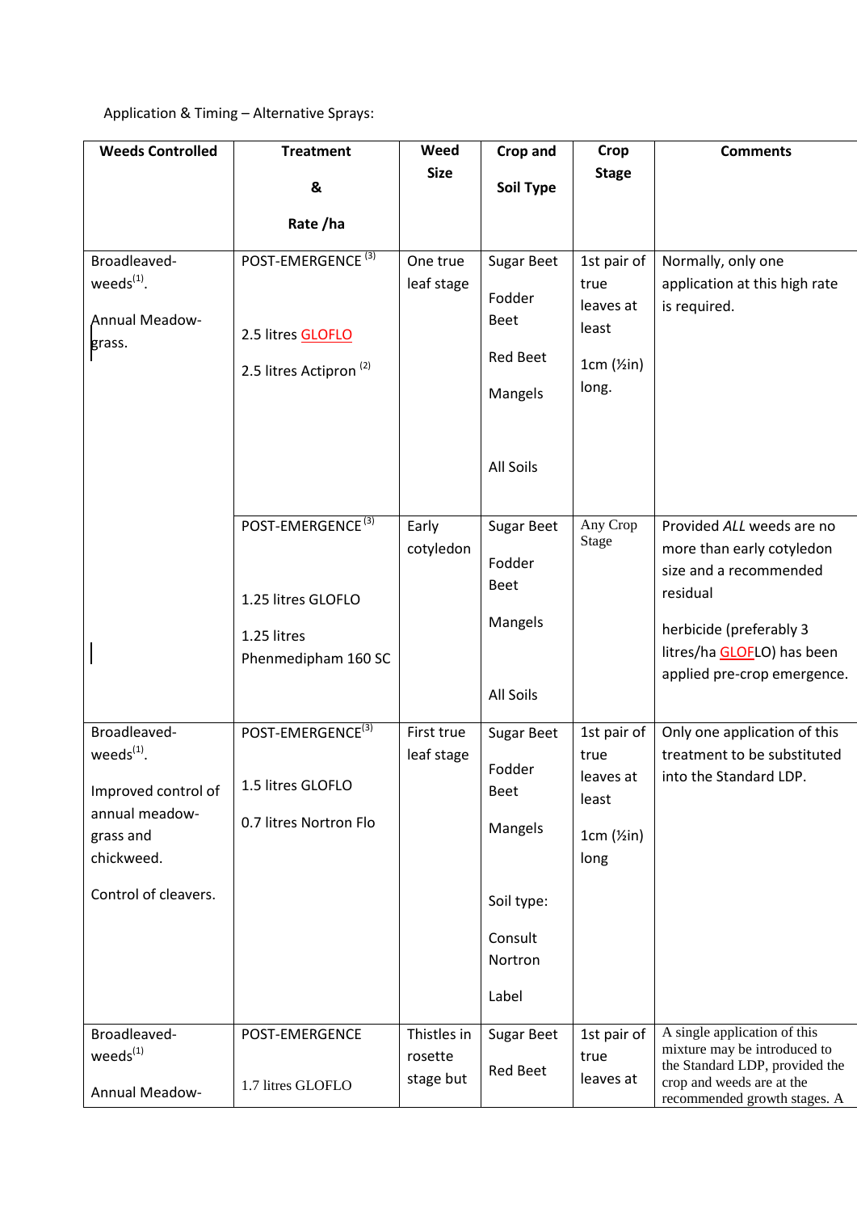Application & Timing – Alternative Sprays:

| Weeds Controlled | Treatment & Rate /ha | Weed Size | Crop and Soil Type | Crop Stage | Comments |
|---|---|---|---|---|---|
| Broadleaved-weeds[1]. Annual Meadow-grass. | POST-EMERGENCE [3] 2.5 litres GLOFLO 2.5 litres Actipron [2] | One true leaf stage | Sugar Beet Fodder Beet Red Beet Mangels All Soils | 1st pair of true leaves at least 1cm (½in) long. | Normally, only one application at this high rate is required. |
| | POST-EMERGENCE [3] 1.25 litres GLOFLO 1.25 litres Phenmedipham 160 SC | Early cotyledon | Sugar Beet Fodder Beet Mangels All Soils | Any Crop Stage | Provided *ALL* weeds are no more than early cotyledon size and a recommended residual herbicide (preferably 3 litres/ha GLOFLO) has been applied pre-crop emergence. |
| Broadleaved-weeds[1]. Improved control of annual meadow-grass and chickweed. Control of cleavers. | POST-EMERGENCE[3] 1.5 litres GLOFLO 0.7 litres Nortron Flo | First true leaf stage | Sugar Beet Fodder Beet Mangels Soil type: Consult Nortron Label | 1st pair of true leaves at least 1cm (½in) long | Only one application of this treatment to be substituted into the Standard LDP. |
| Broadleaved-weeds[1] Annual Meadow- | POST-EMERGENCE 1.7 litres GLOFLO | Thistles in rosette stage but | Sugar Beet Red Beet | 1st pair of true leaves at | A single application of this mixture may be introduced to the Standard LDP, provided the crop and weeds are at the recommended growth stages. A |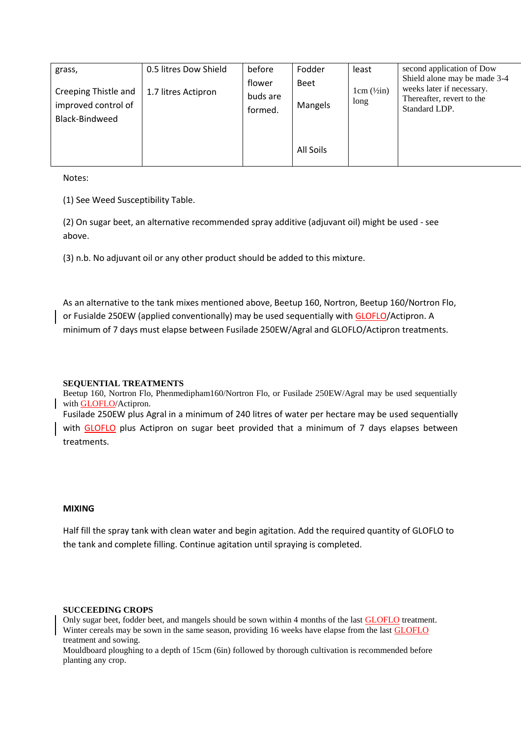| grass,<br><br>Creeping Thistle and improved control of Black-Bindweed | 0.5 litres Dow Shield<br><br>1.7 litres Actipron | before flower buds are formed. | Fodder Beet<br><br>Mangels<br><br>All Soils | least<br><br>1cm (½in) long | second application of Dow Shield alone may be made 3-4 weeks later if necessary. Thereafter, revert to the Standard LDP. |
|---|---|---|---|---|---|

Notes:

(1) See Weed Susceptibility Table.

(2) On sugar beet, an alternative recommended spray additive (adjuvant oil) might be used - see above.

(3) n.b. No adjuvant oil or any other product should be added to this mixture.

As an alternative to the tank mixes mentioned above, Beetup 160, Nortron, Beetup 160/Nortron Flo, or Fusialde 250EW (applied conventionally) may be used sequentially with GLOFLO/Actipron. A minimum of 7 days must elapse between Fusilade 250EW/Agral and GLOFLO/Actipron treatments.

**SEQUENTIAL TREATMENTS**

Beetup 160, Nortron Flo, Phenmedipham160/Nortron Flo, or Fusilade 250EW/Agral may be used sequentially with GLOFLO/Actipron.

Fusilade 250EW plus Agral in a minimum of 240 litres of water per hectare may be used sequentially with GLOFLO plus Actipron on sugar beet provided that a minimum of 7 days elapses between treatments.

**MIXING**

Half fill the spray tank with clean water and begin agitation. Add the required quantity of GLOFLO to the tank and complete filling. Continue agitation until spraying is completed.

**SUCCEEDING CROPS**

Only sugar beet, fodder beet, and mangels should be sown within 4 months of the last GLOFLO treatment.
Winter cereals may be sown in the same season, providing 16 weeks have elapse from the last GLOFLO treatment and sowing.
Mouldboard ploughing to a depth of 15cm (6in) followed by thorough cultivation is recommended before planting any crop.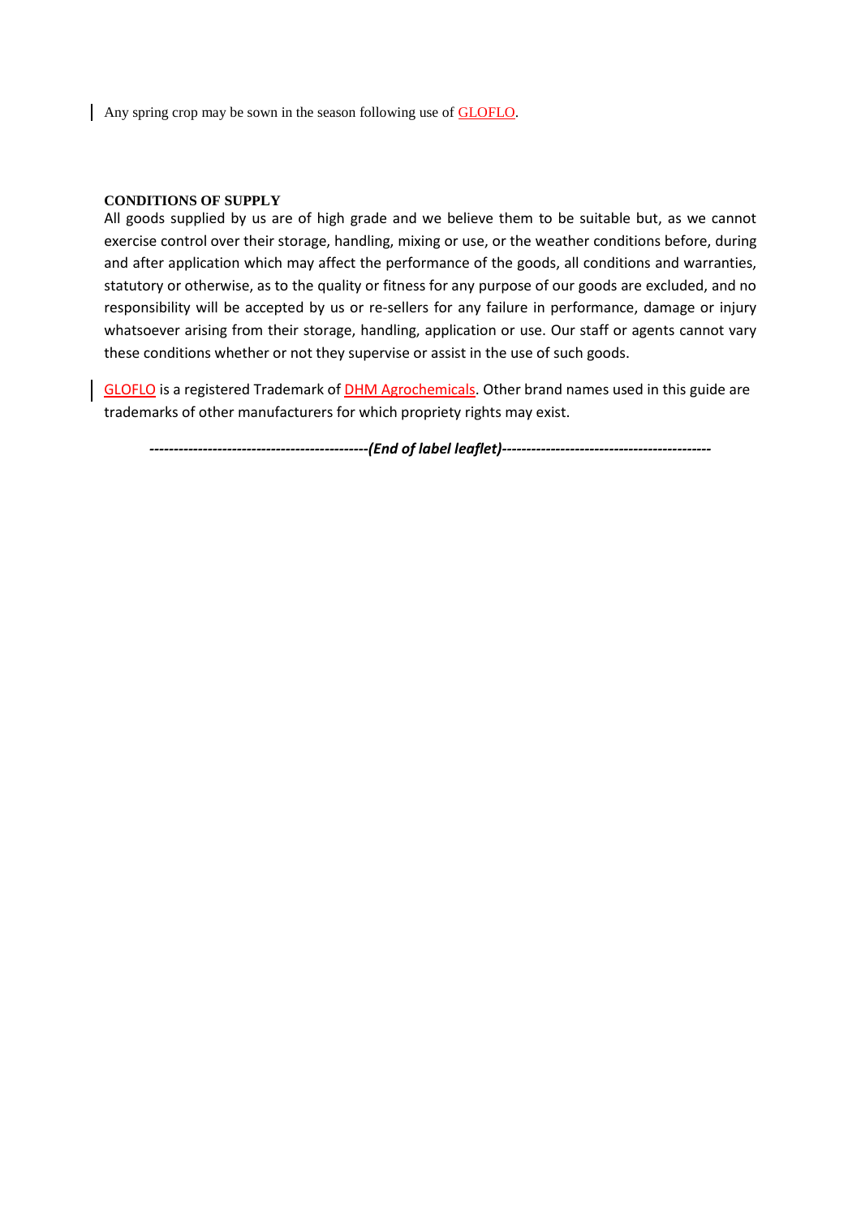Any spring crop may be sown in the season following use of GLOFLO.

**CONDITIONS OF SUPPLY**

All goods supplied by us are of high grade and we believe them to be suitable but, as we cannot exercise control over their storage, handling, mixing or use, or the weather conditions before, during and after application which may affect the performance of the goods, all conditions and warranties, statutory or otherwise, as to the quality or fitness for any purpose of our goods are excluded, and no responsibility will be accepted by us or re-sellers for any failure in performance, damage or injury whatsoever arising from their storage, handling, application or use. Our staff or agents cannot vary these conditions whether or not they supervise or assist in the use of such goods.

GLOFLO is a registered Trademark of DHM Agrochemicals. Other brand names used in this guide are trademarks of other manufacturers for which propriety rights may exist.

***--------------------------------------------(End of label leaflet)------------------------------------------***